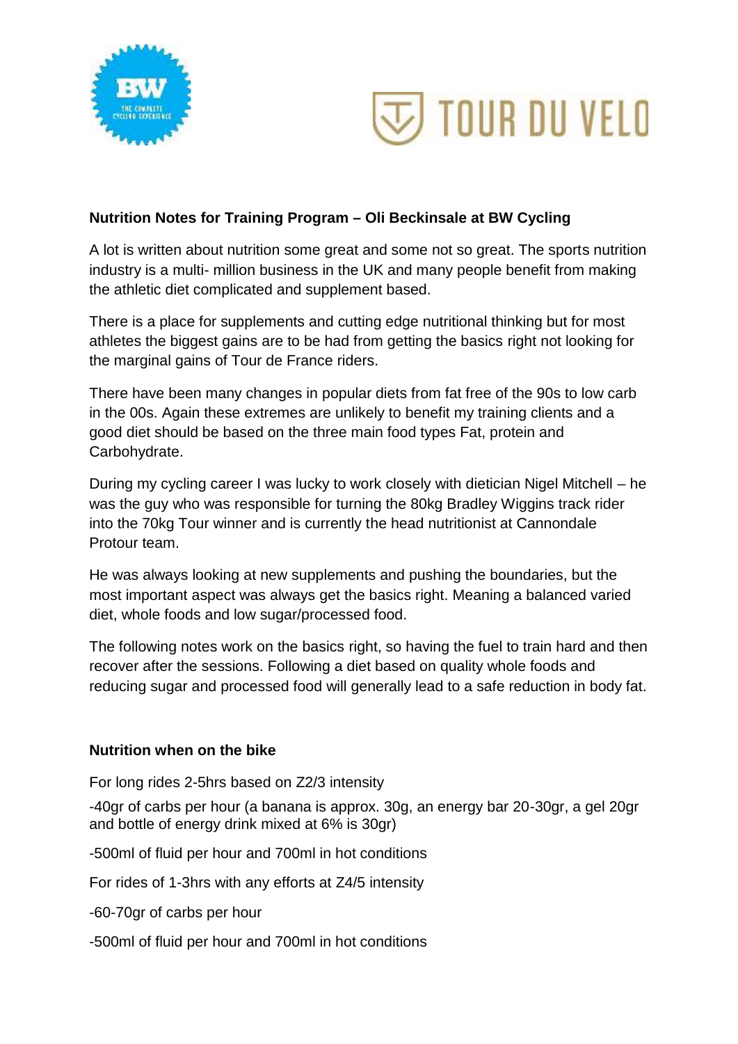**Nutrition Notes for Training Program – Oli Beckinsale at BW Cycling**

A lot is written about nutrition some great and some not so great. The sports nutrition industry is a multi- million business in the UK and many people benefit from making the athletic diet complicated and supplement based.

There is a place for supplements and cutting edge nutritional thinking but for most athletes the biggest gains are to be had from getting the basics right not looking for the marginal gains of Tour de France riders.

There have been many changes in popular diets from fat free of the 90s to low carb in the 00s. Again these extremes are unlikely to benefit my training clients and a good diet should be based on the three main food types Fat, protein and Carbohydrate.

During my cycling career I was lucky to work closely with dietician Nigel Mitchell – he was the guy who was responsible for turning the 80kg Bradley Wiggins track rider into the 70kg Tour winner and is currently the head nutritionist at Cannondale Protour team.

He was always looking at new supplements and pushing the boundaries, but the most important aspect was always get the basics right. Meaning a balanced varied diet, whole foods and low sugar/processed food.

The following notes work on the basics right, so having the fuel to train hard and then recover after the sessions. Following a diet based on quality whole foods and reducing sugar and processed food will generally lead to a safe reduction in body fat.

**Nutrition when on the bike**

For long rides 2-5hrs based on Z2/3 intensity

-40gr of carbs per hour (a banana is approx. 30g, an energy bar 20-30gr, a gel 20gr and bottle of energy drink mixed at 6% is 30gr)

-500ml of fluid per hour and 700ml in hot conditions

For rides of 1-3hrs with any efforts at Z4/5 intensity

-60-70gr of carbs per hour

-500ml of fluid per hour and 700ml in hot conditions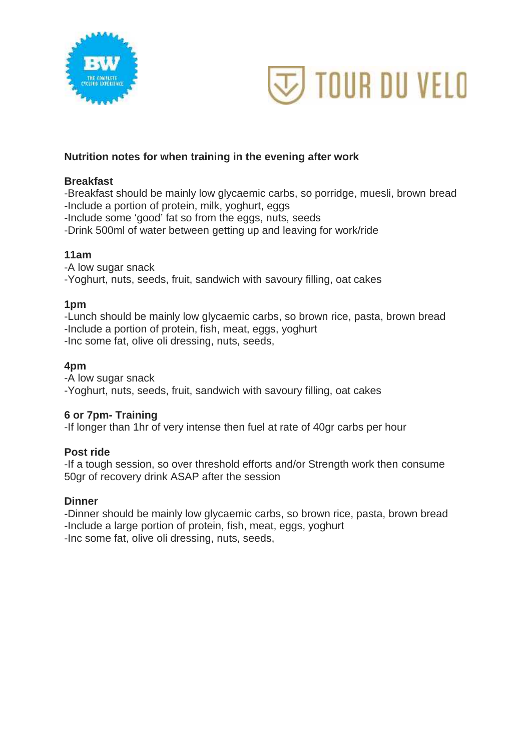**Nutrition notes for when training in the evening after work**

**Breakfast**

-Breakfast should be mainly low glycaemic carbs, so porridge, muesli, brown bread
-Include a portion of protein, milk, yoghurt, eggs
-Include some 'good' fat so from the eggs, nuts, seeds
-Drink 500ml of water between getting up and leaving for work/ride

**11am**

-A low sugar snack
-Yoghurt, nuts, seeds, fruit, sandwich with savoury filling, oat cakes

**1pm**

-Lunch should be mainly low glycaemic carbs, so brown rice, pasta, brown bread
-Include a portion of protein, fish, meat, eggs, yoghurt
-Inc some fat, olive oli dressing, nuts, seeds,

**4pm**

-A low sugar snack
-Yoghurt, nuts, seeds, fruit, sandwich with savoury filling, oat cakes

**6 or 7pm- Training**

-If longer than 1hr of very intense then fuel at rate of 40gr carbs per hour

**Post ride**

-If a tough session, so over threshold efforts and/or Strength work then consume 50gr of recovery drink ASAP after the session

**Dinner**

-Dinner should be mainly low glycaemic carbs, so brown rice, pasta, brown bread
-Include a large portion of protein, fish, meat, eggs, yoghurt
-Inc some fat, olive oli dressing, nuts, seeds,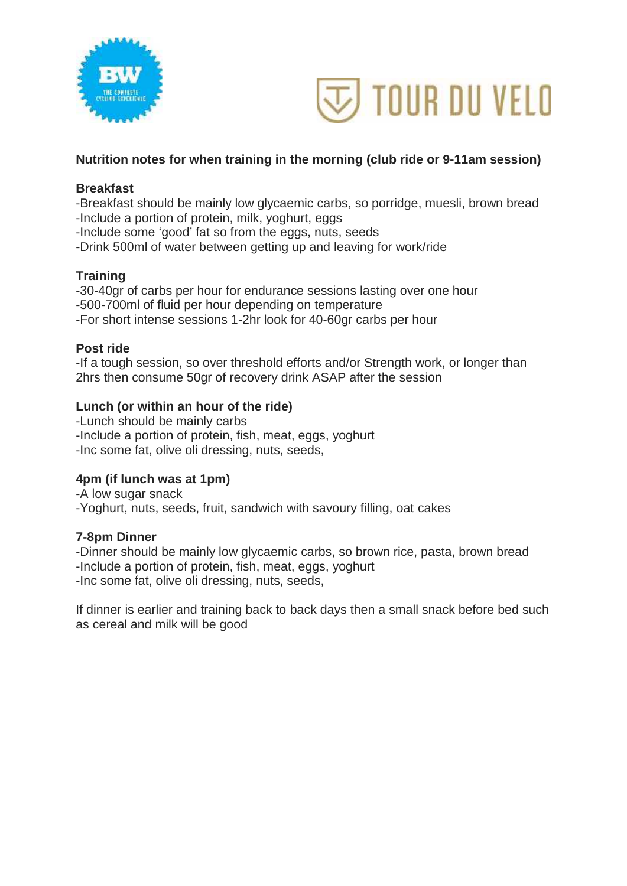**Nutrition notes for when training in the morning (club ride or 9-11am session)**

**Breakfast**

-Breakfast should be mainly low glycaemic carbs, so porridge, muesli, brown bread
-Include a portion of protein, milk, yoghurt, eggs
-Include some 'good' fat so from the eggs, nuts, seeds
-Drink 500ml of water between getting up and leaving for work/ride

**Training**

-30-40gr of carbs per hour for endurance sessions lasting over one hour
-500-700ml of fluid per hour depending on temperature
-For short intense sessions 1-2hr look for 40-60gr carbs per hour

**Post ride**

-If a tough session, so over threshold efforts and/or Strength work, or longer than 2hrs then consume 50gr of recovery drink ASAP after the session

**Lunch (or within an hour of the ride)**

-Lunch should be mainly carbs
-Include a portion of protein, fish, meat, eggs, yoghurt
-Inc some fat, olive oli dressing, nuts, seeds,

**4pm (if lunch was at 1pm)**

-A low sugar snack
-Yoghurt, nuts, seeds, fruit, sandwich with savoury filling, oat cakes

**7-8pm Dinner**

-Dinner should be mainly low glycaemic carbs, so brown rice, pasta, brown bread
-Include a portion of protein, fish, meat, eggs, yoghurt
-Inc some fat, olive oli dressing, nuts, seeds,

If dinner is earlier and training back to back days then a small snack before bed such as cereal and milk will be good